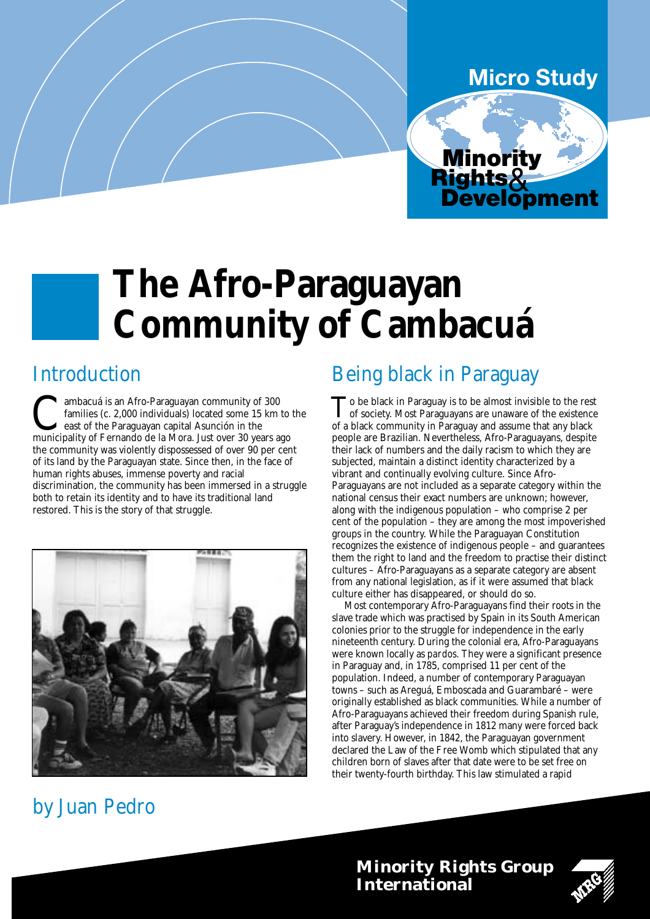Micro Study

Minority Rights & Development

# The Afro-Paraguayan Community of Cambacuá

## Introduction

Cambacuá is an Afro-Paraguayan community of 300 families (c. 2,000 individuals) located some 15 km to the east of the Paraguayan capital Asunción in the municipality of Fernando de la Mora. Just over 30 years ago the community was violently dispossessed of over 90 per cent of its land by the Paraguayan state. Since then, in the face of human rights abuses, immense poverty and racial discrimination, the community has been immersed in a struggle both to retain its identity and to have its traditional land restored. This is the story of that struggle.

## by Juan Pedro

## Being black in Paraguay

To be black in Paraguay is to be almost invisible to the rest of society. Most Paraguayans are unaware of the existence of a black community in Paraguay and assume that any black people are Brazilian. Nevertheless, Afro-Paraguayans, despite their lack of numbers and the daily racism to which they are subjected, maintain a distinct identity characterized by a vibrant and continually evolving culture. Since Afro-Paraguayans are not included as a separate category within the national census their exact numbers are unknown; however, along with the indigenous population – who comprise 2 per cent of the population – they are among the most impoverished groups in the country. While the Paraguayan Constitution recognizes the existence of indigenous people – and guarantees them the right to land and the freedom to practise their distinct cultures – Afro-Paraguayans as a separate category are absent from any national legislation, as if it were assumed that black culture either has disappeared, or should do so.

Most contemporary Afro-Paraguayans find their roots in the slave trade which was practised by Spain in its South American colonies prior to the struggle for independence in the early nineteenth century. During the colonial era, Afro-Paraguayans were known locally as *pardos*. They were a significant presence in Paraguay and, in 1785, comprised 11 per cent of the population. Indeed, a number of contemporary Paraguayan towns – such as Areguá, Emboscada and Guarambaré – were originally established as black communities. While a number of Afro-Paraguayans achieved their freedom during Spanish rule, after Paraguay's independence in 1812 many were forced back into slavery. However, in 1842, the Paraguayan government declared the Law of the Free Womb which stipulated that any children born of slaves after that date were to be set free on their twenty-fourth birthday. This law stimulated a rapid

Minority Rights Group International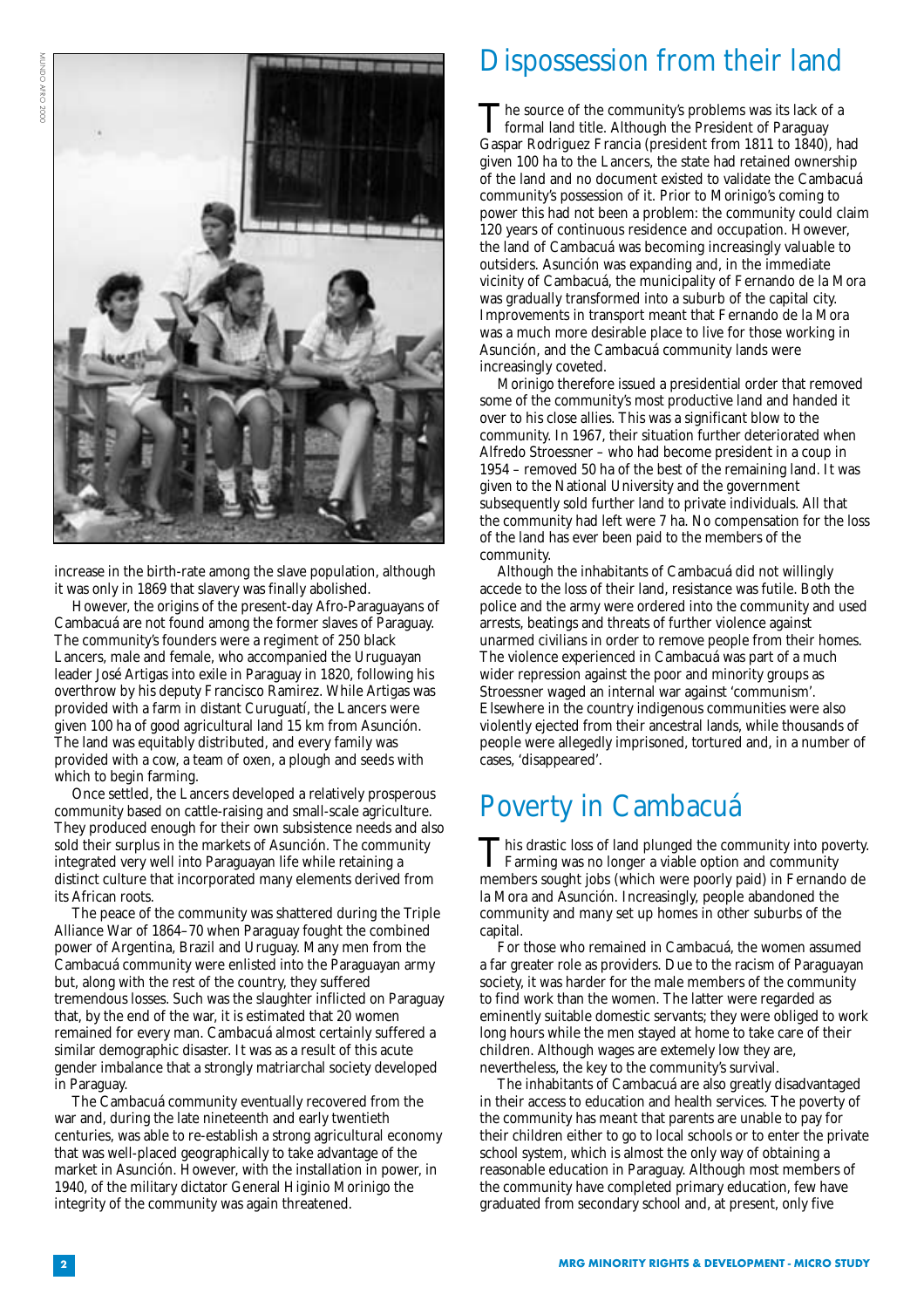increase in the birth-rate among the slave population, although it was only in 1869 that slavery was finally abolished.

However, the origins of the present-day Afro-Paraguayans of Cambacuá are not found among the former slaves of Paraguay. The community's founders were a regiment of 250 black Lancers, male and female, who accompanied the Uruguayan leader José Artigas into exile in Paraguay in 1820, following his overthrow by his deputy Francisco Ramirez. While Artigas was provided with a farm in distant Curuguatí, the Lancers were given 100 ha of good agricultural land 15 km from Asunción. The land was equitably distributed, and every family was provided with a cow, a team of oxen, a plough and seeds with which to begin farming.

Once settled, the Lancers developed a relatively prosperous community based on cattle-raising and small-scale agriculture. They produced enough for their own subsistence needs and also sold their surplus in the markets of Asunción. The community integrated very well into Paraguayan life while retaining a distinct culture that incorporated many elements derived from its African roots.

The peace of the community was shattered during the Triple Alliance War of 1864–70 when Paraguay fought the combined power of Argentina, Brazil and Uruguay. Many men from the Cambacuá community were enlisted into the Paraguayan army but, along with the rest of the country, they suffered tremendous losses. Such was the slaughter inflicted on Paraguay that, by the end of the war, it is estimated that 20 women remained for every man. Cambacuá almost certainly suffered a similar demographic disaster. It was as a result of this acute gender imbalance that a strongly matriarchal society developed in Paraguay.

The Cambacuá community eventually recovered from the war and, during the late nineteenth and early twentieth centuries, was able to re-establish a strong agricultural economy that was well-placed geographically to take advantage of the market in Asunción. However, with the installation in power, in 1940, of the military dictator General Higinio Morinigo the integrity of the community was again threatened.

## Dispossession from their land

The source of the community's problems was its lack of a formal land title. Although the President of Paraguay Gaspar Rodriguez Francia (president from 1811 to 1840), had given 100 ha to the Lancers, the state had retained ownership of the land and no document existed to validate the Cambacuá community's possession of it. Prior to Morinigo's coming to power this had not been a problem: the community could claim 120 years of continuous residence and occupation. However, the land of Cambacuá was becoming increasingly valuable to outsiders. Asunción was expanding and, in the immediate vicinity of Cambacuá, the municipality of Fernando de la Mora was gradually transformed into a suburb of the capital city. Improvements in transport meant that Fernando de la Mora was a much more desirable place to live for those working in Asunción, and the Cambacuá community lands were increasingly coveted.

Morinigo therefore issued a presidential order that removed some of the community's most productive land and handed it over to his close allies. This was a significant blow to the community. In 1967, their situation further deteriorated when Alfredo Stroessner – who had become president in a coup in 1954 – removed 50 ha of the best of the remaining land. It was given to the National University and the government subsequently sold further land to private individuals. All that the community had left were 7 ha. No compensation for the loss of the land has ever been paid to the members of the community.

Although the inhabitants of Cambacuá did not willingly accede to the loss of their land, resistance was futile. Both the police and the army were ordered into the community and used arrests, beatings and threats of further violence against unarmed civilians in order to remove people from their homes. The violence experienced in Cambacuá was part of a much wider repression against the poor and minority groups as Stroessner waged an internal war against 'communism'. Elsewhere in the country indigenous communities were also violently ejected from their ancestral lands, while thousands of people were allegedly imprisoned, tortured and, in a number of cases, 'disappeared'.

## Poverty in Cambacuá

This drastic loss of land plunged the community into poverty. Farming was no longer a viable option and community members sought jobs (which were poorly paid) in Fernando de la Mora and Asunción. Increasingly, people abandoned the community and many set up homes in other suburbs of the capital.

For those who remained in Cambacuá, the women assumed a far greater role as providers. Due to the racism of Paraguayan society, it was harder for the male members of the community to find work than the women. The latter were regarded as eminently suitable domestic servants; they were obliged to work long hours while the men stayed at home to take care of their children. Although wages are extemely low they are, nevertheless, the key to the community's survival.

The inhabitants of Cambacuá are also greatly disadvantaged in their access to education and health services. The poverty of the community has meant that parents are unable to pay for their children either to go to local schools or to enter the private school system, which is almost the only way of obtaining a reasonable education in Paraguay. Although most members of the community have completed primary education, few have graduated from secondary school and, at present, only five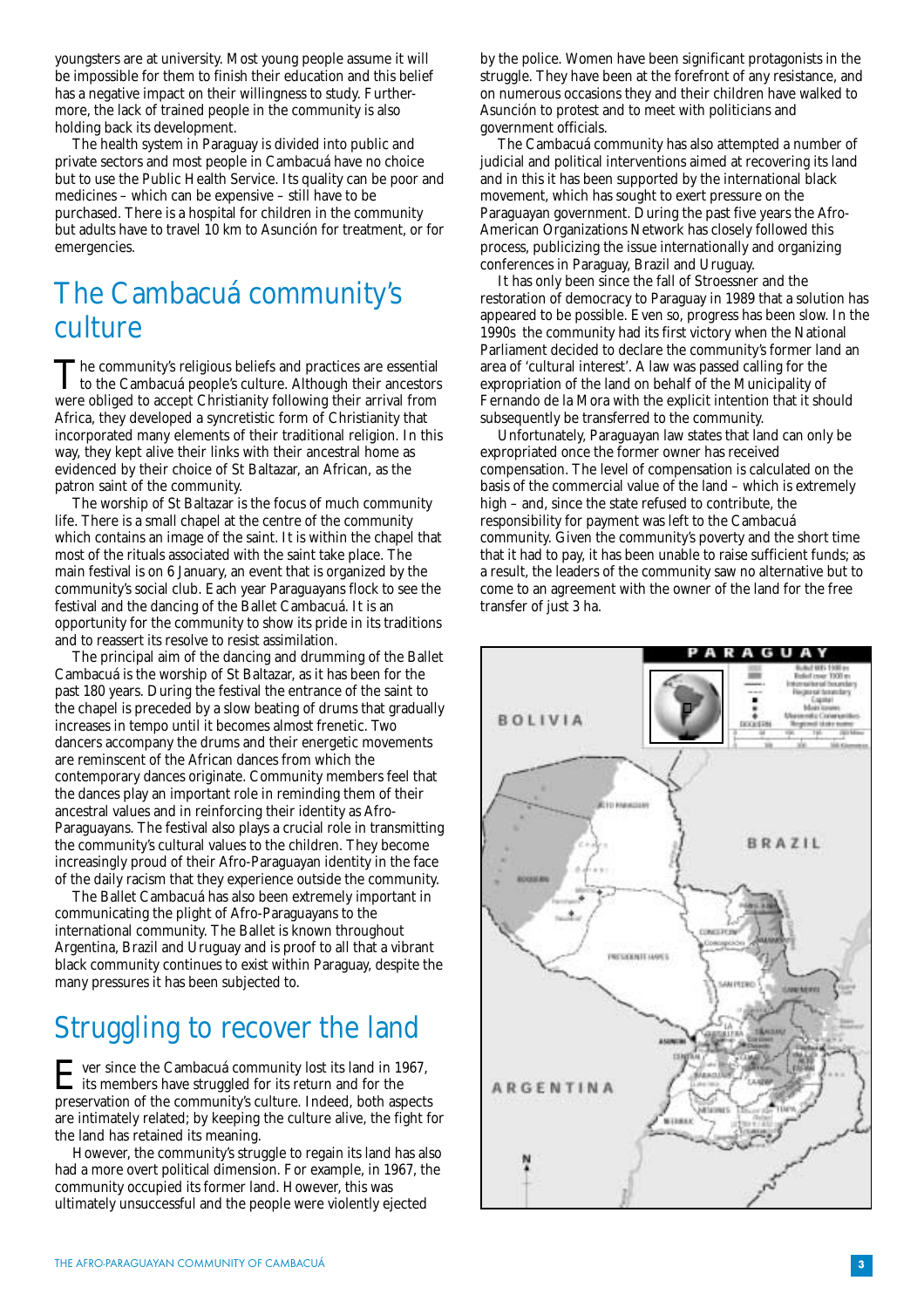youngsters are at university. Most young people assume it will be impossible for them to finish their education and this belief has a negative impact on their willingness to study. Furthermore, the lack of trained people in the community is also holding back its development.

The health system in Paraguay is divided into public and private sectors and most people in Cambacuá have no choice but to use the Public Health Service. Its quality can be poor and medicines – which can be expensive – still have to be purchased. There is a hospital for children in the community but adults have to travel 10 km to Asunción for treatment, or for emergencies.

## The Cambacuá community's culture

The community's religious beliefs and practices are essential to the Cambacuá people's culture. Although their ancestors were obliged to accept Christianity following their arrival from Africa, they developed a syncretistic form of Christianity that incorporated many elements of their traditional religion. In this way, they kept alive their links with their ancestral home as evidenced by their choice of St Baltazar, an African, as the patron saint of the community.

The worship of St Baltazar is the focus of much community life. There is a small chapel at the centre of the community which contains an image of the saint. It is within the chapel that most of the rituals associated with the saint take place. The main festival is on 6 January, an event that is organized by the community's social club. Each year Paraguayans flock to see the festival and the dancing of the Ballet Cambacuá. It is an opportunity for the community to show its pride in its traditions and to reassert its resolve to resist assimilation.

The principal aim of the dancing and drumming of the Ballet Cambacuá is the worship of St Baltazar, as it has been for the past 180 years. During the festival the entrance of the saint to the chapel is preceded by a slow beating of drums that gradually increases in tempo until it becomes almost frenetic. Two dancers accompany the drums and their energetic movements are reminscent of the African dances from which the contemporary dances originate. Community members feel that the dances play an important role in reminding them of their ancestral values and in reinforcing their identity as Afro-Paraguayans. The festival also plays a crucial role in transmitting the community's cultural values to the children. They become increasingly proud of their Afro-Paraguayan identity in the face of the daily racism that they experience outside the community.

The Ballet Cambacuá has also been extremely important in communicating the plight of Afro-Paraguayans to the international community. The Ballet is known throughout Argentina, Brazil and Uruguay and is proof to all that a vibrant black community continues to exist within Paraguay, despite the many pressures it has been subjected to.

## Struggling to recover the land

Ever since the Cambacuá community lost its land in 1967, its members have struggled for its return and for the preservation of the community's culture. Indeed, both aspects are intimately related; by keeping the culture alive, the fight for the land has retained its meaning.

However, the community's struggle to regain its land has also had a more overt political dimension. For example, in 1967, the community occupied its former land. However, this was ultimately unsuccessful and the people were violently ejected by the police. Women have been significant protagonists in the struggle. They have been at the forefront of any resistance, and on numerous occasions they and their children have walked to Asunción to protest and to meet with politicians and government officials.

The Cambacuá community has also attempted a number of judicial and political interventions aimed at recovering its land and in this it has been supported by the international black movement, which has sought to exert pressure on the Paraguayan government. During the past five years the Afro-American Organizations Network has closely followed this process, publicizing the issue internationally and organizing conferences in Paraguay, Brazil and Uruguay.

It has only been since the fall of Stroessner and the restoration of democracy to Paraguay in 1989 that a solution has appeared to be possible. Even so, progress has been slow. In the 1990s the community had its first victory when the National Parliament decided to declare the community's former land an area of 'cultural interest'. A law was passed calling for the expropriation of the land on behalf of the Municipality of Fernando de la Mora with the explicit intention that it should subsequently be transferred to the community.

Unfortunately, Paraguayan law states that land can only be expropriated once the former owner has received compensation. The level of compensation is calculated on the basis of the commercial value of the land – which is extremely high – and, since the state refused to contribute, the responsibility for payment was left to the Cambacuá community. Given the community's poverty and the short time that it had to pay, it has been unable to raise sufficient funds; as a result, the leaders of the community saw no alternative but to come to an agreement with the owner of the land for the free transfer of just 3 ha.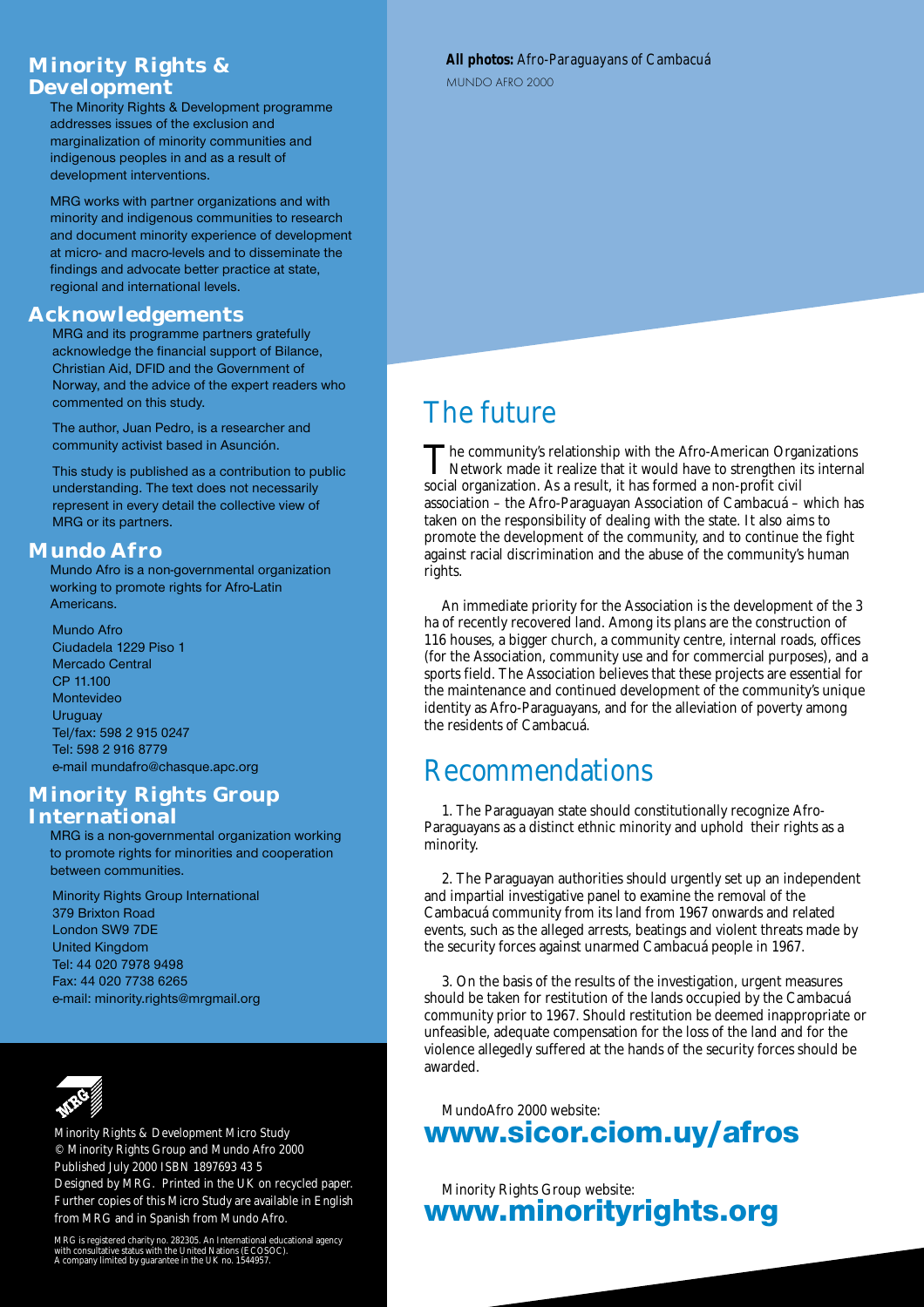## Minority Rights & Development

The Minority Rights & Development programme addresses issues of the exclusion and marginalization of minority communities and indigenous peoples in and as a result of development interventions.

MRG works with partner organizations and with minority and indigenous communities to research and document minority experience of development at micro- and macro-levels and to disseminate the findings and advocate better practice at state, regional and international levels.

## Acknowledgements

MRG and its programme partners gratefully acknowledge the financial support of Bilance, Christian Aid, DFID and the Government of Norway, and the advice of the expert readers who commented on this study.

The author, Juan Pedro, is a researcher and community activist based in Asunción.

This study is published as a contribution to public understanding. The text does not necessarily represent in every detail the collective view of MRG or its partners.

## Mundo Afro

Mundo Afro is a non-governmental organization working to promote rights for Afro-Latin Americans.

Mundo Afro
Ciudadela 1229 Piso 1
Mercado Central
CP 11.100
Montevideo
Uruguay
Tel/fax: 598 2 915 0247
Tel: 598 2 916 8779
e-mail mundafro@chasque.apc.org

## Minority Rights Group International

MRG is a non-governmental organization working to promote rights for minorities and cooperation between communities.

Minority Rights Group International
379 Brixton Road
London SW9 7DE
United Kingdom
Tel: 44 020 7978 9498
Fax: 44 020 7738 6265
e-mail: minority.rights@mrgmail.org

Minority Rights & Development Micro Study
© Minority Rights Group and Mundo Afro 2000
Published July 2000 ISBN 1897693 43 5
Designed by MRG. Printed in the UK on recycled paper.
Further copies of this Micro Study are available in English from MRG and in Spanish from Mundo Afro.

MRG is registered charity no. 282305. An International educational agency with consultative status with the United Nations (ECOSOC).
A company limited by guarantee in the UK no. 1544957.

**All photos:** *Afro-Paraguayans of Cambacuá*
MUNDO AFRO 2000

# The future

The community's relationship with the Afro-American Organizations Network made it realize that it would have to strengthen its internal social organization. As a result, it has formed a non-profit civil association – the Afro-Paraguayan Association of Cambacuá – which has taken on the responsibility of dealing with the state. It also aims to promote the development of the community, and to continue the fight against racial discrimination and the abuse of the community's human rights.

An immediate priority for the Association is the development of the 3 ha of recently recovered land. Among its plans are the construction of 116 houses, a bigger church, a community centre, internal roads, offices (for the Association, community use and for commercial purposes), and a sports field. The Association believes that these projects are essential for the maintenance and continued development of the community's unique identity as Afro-Paraguayans, and for the alleviation of poverty among the residents of Cambacuá.

# Recommendations

1. The Paraguayan state should constitutionally recognize Afro-Paraguayans as a distinct ethnic minority and uphold their rights as a minority.

2. The Paraguayan authorities should urgently set up an independent and impartial investigative panel to examine the removal of the Cambacuá community from its land from 1967 onwards and related events, such as the alleged arrests, beatings and violent threats made by the security forces against unarmed Cambacuá people in 1967.

3. On the basis of the results of the investigation, urgent measures should be taken for restitution of the lands occupied by the Cambacuá community prior to 1967. Should restitution be deemed inappropriate or unfeasible, adequate compensation for the loss of the land and for the violence allegedly suffered at the hands of the security forces should be awarded.

MundoAfro 2000 website:
**www.sicor.ciom.uy/afros**

Minority Rights Group website:
**www.minorityrights.org**